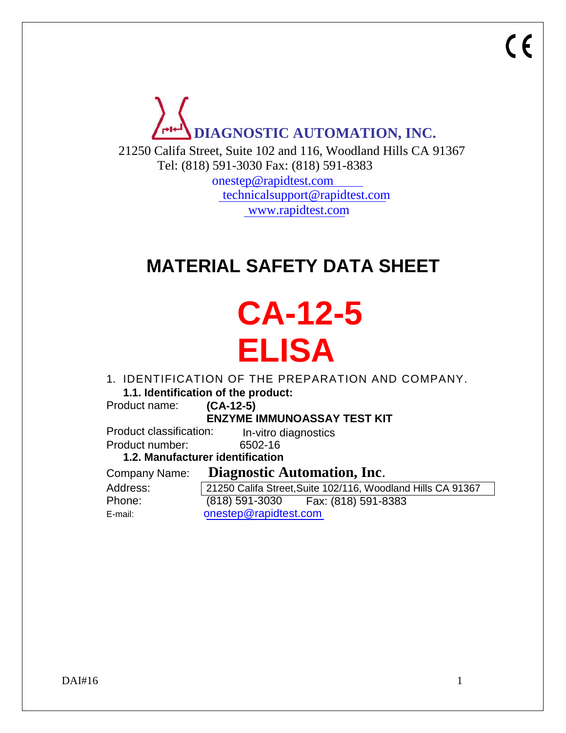CE

**DIAGNOSTIC AUTOMATION, INC.**

21250 Califa Street, Suite 102 and 116, Woodland Hills CA 91367
Tel: (818) 591-3030 Fax: (818) 591-8383
onestep@rapidtest.com
technicalsupport@rapidtest.com
www.rapidtest.com

# MATERIAL SAFETY DATA SHEET

# CA-12-5 ELISA

## 1. IDENTIFICATION OF THE PREPARATION AND COMPANY.

### 1.1. Identification of the product:

Product name: **(CA-12-5)**
**ENZYME IMMUNOASSAY TEST KIT**

Product classification: In-vitro diagnostics

Product number: 6502-16

### 1.2. Manufacturer identification

Company Name: **Diagnostic Automation, Inc.**

Address: 21250 Califa Street,Suite 102/116, Woodland Hills CA 91367

Phone: (818) 591-3030 Fax: (818) 591-8383

E-mail: onestep@rapidtest.com

DAI#16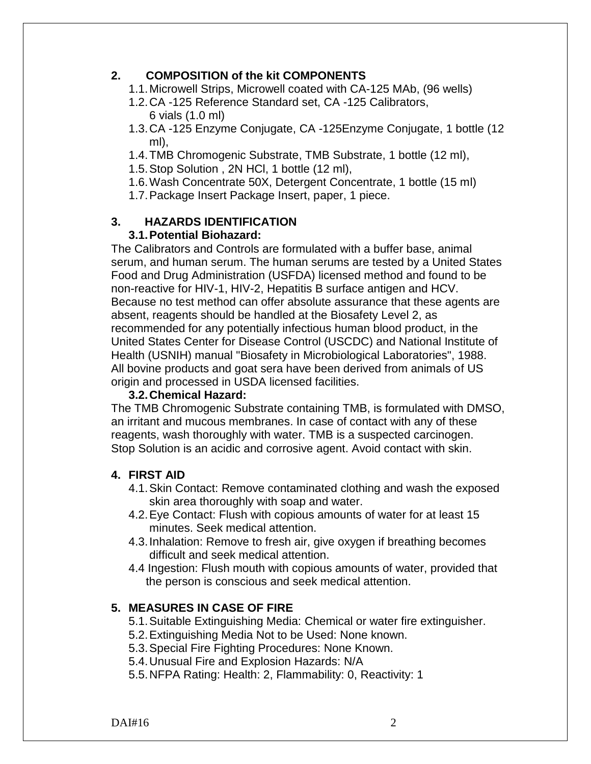## 2. COMPOSITION of the kit COMPONENTS

1.1. Microwell Strips, Microwell coated with CA-125 MAb, (96 wells)
1.2. CA -125 Reference Standard set, CA -125 Calibrators, 6 vials (1.0 ml)
1.3. CA -125 Enzyme Conjugate, CA -125Enzyme Conjugate, 1 bottle (12 ml),
1.4. TMB Chromogenic Substrate, TMB Substrate, 1 bottle (12 ml),
1.5. Stop Solution , 2N HCl, 1 bottle (12 ml),
1.6. Wash Concentrate 50X, Detergent Concentrate, 1 bottle (15 ml)
1.7. Package Insert Package Insert, paper, 1 piece.

## 3. HAZARDS IDENTIFICATION

### 3.1. Potential Biohazard:

The Calibrators and Controls are formulated with a buffer base, animal serum, and human serum. The human serums are tested by a United States Food and Drug Administration (USFDA) licensed method and found to be non-reactive for HIV-1, HIV-2, Hepatitis B surface antigen and HCV. Because no test method can offer absolute assurance that these agents are absent, reagents should be handled at the Biosafety Level 2, as recommended for any potentially infectious human blood product, in the United States Center for Disease Control (USCDC) and National Institute of Health (USNIH) manual "Biosafety in Microbiological Laboratories", 1988. All bovine products and goat sera have been derived from animals of US origin and processed in USDA licensed facilities.

### 3.2. Chemical Hazard:

The TMB Chromogenic Substrate containing TMB, is formulated with DMSO, an irritant and mucous membranes. In case of contact with any of these reagents, wash thoroughly with water. TMB is a suspected carcinogen. Stop Solution is an acidic and corrosive agent. Avoid contact with skin.

## 4. FIRST AID

4.1. Skin Contact: Remove contaminated clothing and wash the exposed skin area thoroughly with soap and water.
4.2. Eye Contact: Flush with copious amounts of water for at least 15 minutes. Seek medical attention.
4.3. Inhalation: Remove to fresh air, give oxygen if breathing becomes difficult and seek medical attention.
4.4 Ingestion: Flush mouth with copious amounts of water, provided that the person is conscious and seek medical attention.

## 5. MEASURES IN CASE OF FIRE

5.1. Suitable Extinguishing Media: Chemical or water fire extinguisher.
5.2. Extinguishing Media Not to be Used: None known.
5.3. Special Fire Fighting Procedures: None Known.
5.4. Unusual Fire and Explosion Hazards: N/A
5.5. NFPA Rating: Health: 2, Flammability: 0, Reactivity: 1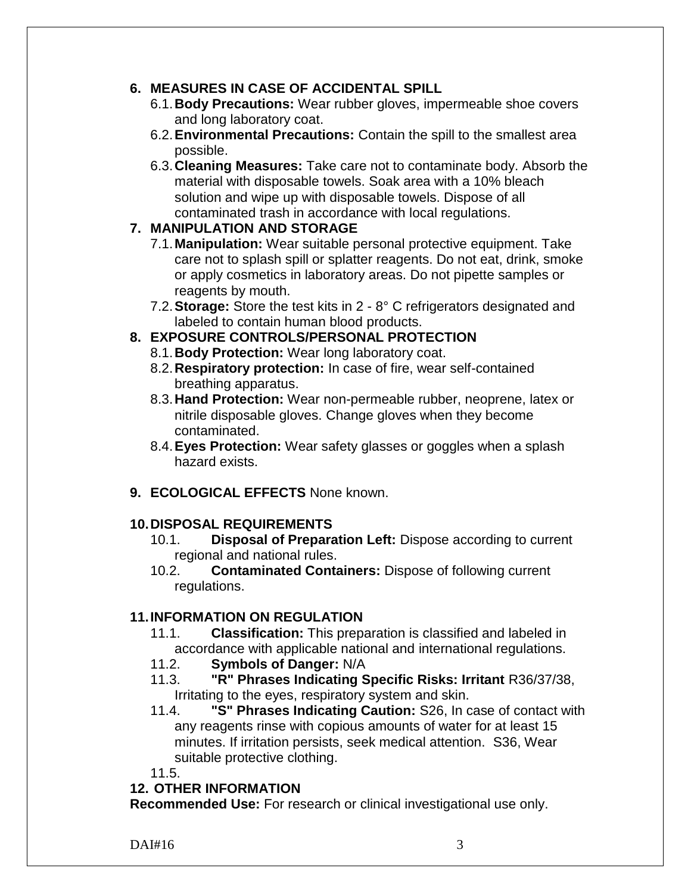## 6. MEASURES IN CASE OF ACCIDENTAL SPILL

6.1. **Body Precautions:** Wear rubber gloves, impermeable shoe covers and long laboratory coat.

6.2. **Environmental Precautions:** Contain the spill to the smallest area possible.

6.3. **Cleaning Measures:** Take care not to contaminate body. Absorb the material with disposable towels. Soak area with a 10% bleach solution and wipe up with disposable towels. Dispose of all contaminated trash in accordance with local regulations.

## 7. MANIPULATION AND STORAGE

7.1. **Manipulation:** Wear suitable personal protective equipment. Take care not to splash spill or splatter reagents. Do not eat, drink, smoke or apply cosmetics in laboratory areas. Do not pipette samples or reagents by mouth.

7.2. **Storage:** Store the test kits in 2 - 8° C refrigerators designated and labeled to contain human blood products.

## 8. EXPOSURE CONTROLS/PERSONAL PROTECTION

8.1. **Body Protection:** Wear long laboratory coat.

8.2. **Respiratory protection:** In case of fire, wear self-contained breathing apparatus.

8.3. **Hand Protection:** Wear non-permeable rubber, neoprene, latex or nitrile disposable gloves. Change gloves when they become contaminated.

8.4. **Eyes Protection:** Wear safety glasses or goggles when a splash hazard exists.

## 9. ECOLOGICAL EFFECTS None known.

## 10. DISPOSAL REQUIREMENTS

10.1. **Disposal of Preparation Left:** Dispose according to current regional and national rules.

10.2. **Contaminated Containers:** Dispose of following current regulations.

## 11. INFORMATION ON REGULATION

11.1. **Classification:** This preparation is classified and labeled in accordance with applicable national and international regulations.

11.2. **Symbols of Danger:** N/A

11.3. **"R" Phrases Indicating Specific Risks: Irritant** R36/37/38, Irritating to the eyes, respiratory system and skin.

11.4. **"S" Phrases Indicating Caution:** S26, In case of contact with any reagents rinse with copious amounts of water for at least 15 minutes. If irritation persists, seek medical attention. S36, Wear suitable protective clothing.

11.5.

## 12. OTHER INFORMATION

**Recommended Use:** For research or clinical investigational use only.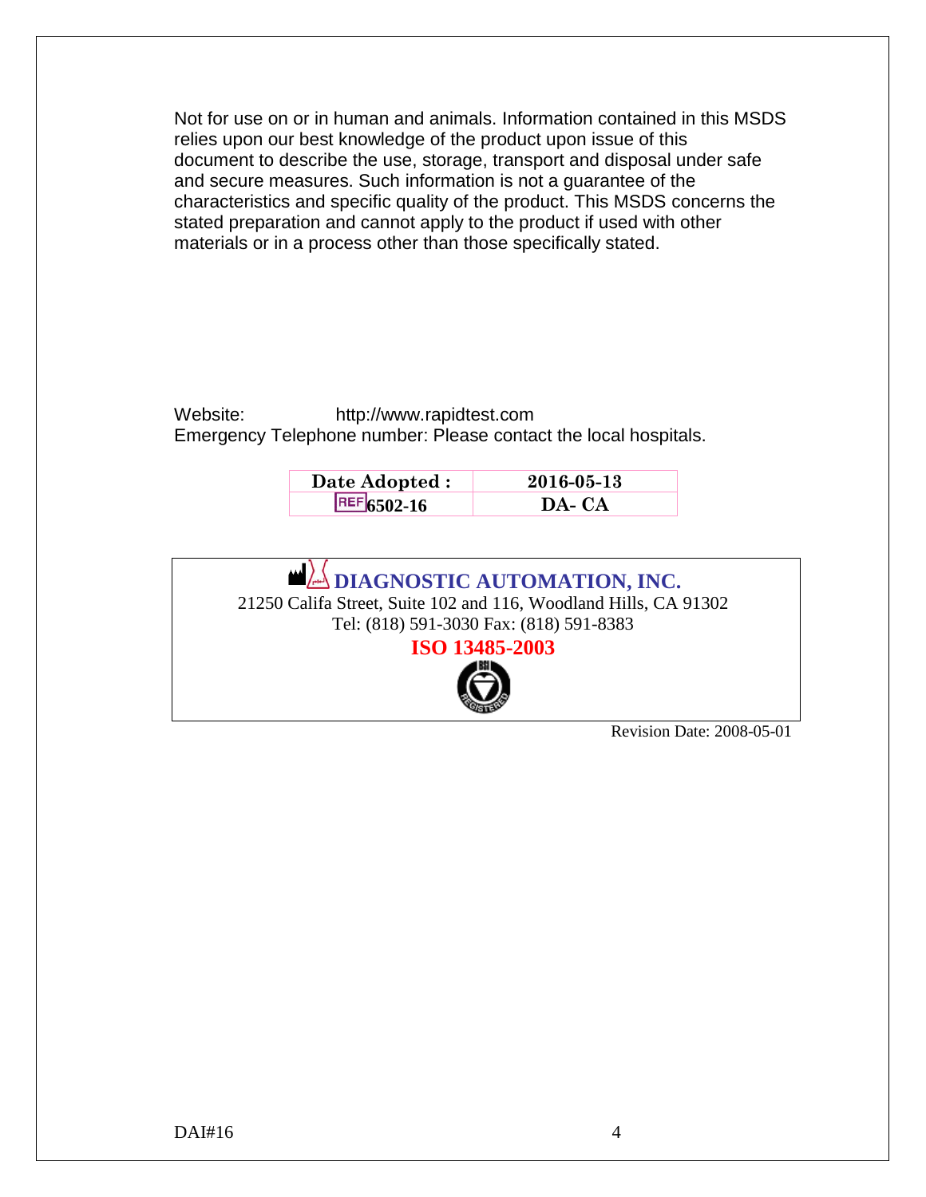Not for use on or in human and animals. Information contained in this MSDS relies upon our best knowledge of the product upon issue of this document to describe the use, storage, transport and disposal under safe and secure measures. Such information is not a guarantee of the characteristics and specific quality of the product. This MSDS concerns the stated preparation and cannot apply to the product if used with other materials or in a process other than those specifically stated.

Website: http://www.rapidtest.com
Emergency Telephone number: Please contact the local hospitals.

| Date Adopted : | 2016-05-13 |
|---|---|
| REF 6502-16 | DA- CA |

**DIAGNOSTIC AUTOMATION, INC.**
21250 Califa Street, Suite 102 and 116, Woodland Hills, CA 91302
Tel: (818) 591-3030 Fax: (818) 591-8383
**ISO 13485-2003**

Revision Date: 2008-05-01

DAI#16